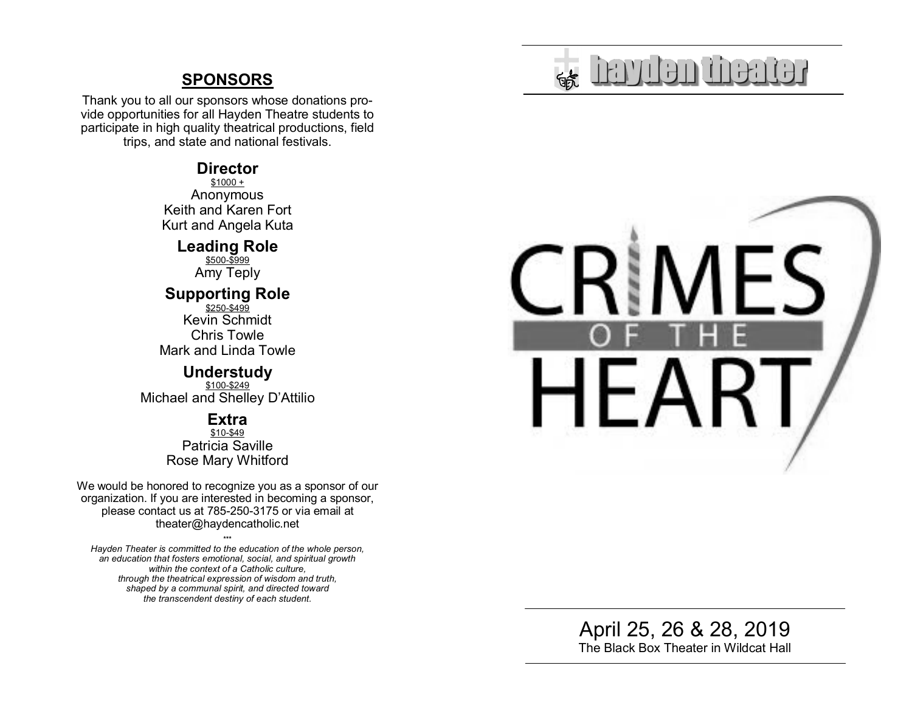## SPONSORS

Thank you to all our sponsors whose donations provide opportunities for all Hayden Theatre students to participate in high quality theatrical productions, field trips, and state and national festivals.

### Director

$1000 +

Anonymous
Keith and Karen Fort
Kurt and Angela Kuta

### Leading Role

$500-$999

Amy Teply

### Supporting Role

$250-$499

Kevin Schmidt
Chris Towle
Mark and Linda Towle

### Understudy

$100-$249

Michael and Shelley D'Attilio

### Extra

$10-$49

Patricia Saville
Rose Mary Whitford

We would be honored to recognize you as a sponsor of our organization. If you are interested in becoming a sponsor, please contact us at 785-250-3175 or via email at theater@haydencatholic.net

***

*Hayden Theater is committed to the education of the whole person, an education that fosters emotional, social, and spiritual growth within the context of a Catholic culture, through the theatrical expression of wisdom and truth, shaped by a communal spirit, and directed toward the transcendent destiny of each student.*

# hayden theater

# CRIMES OF THE HEART

April 25, 26 & 28, 2019
The Black Box Theater in Wildcat Hall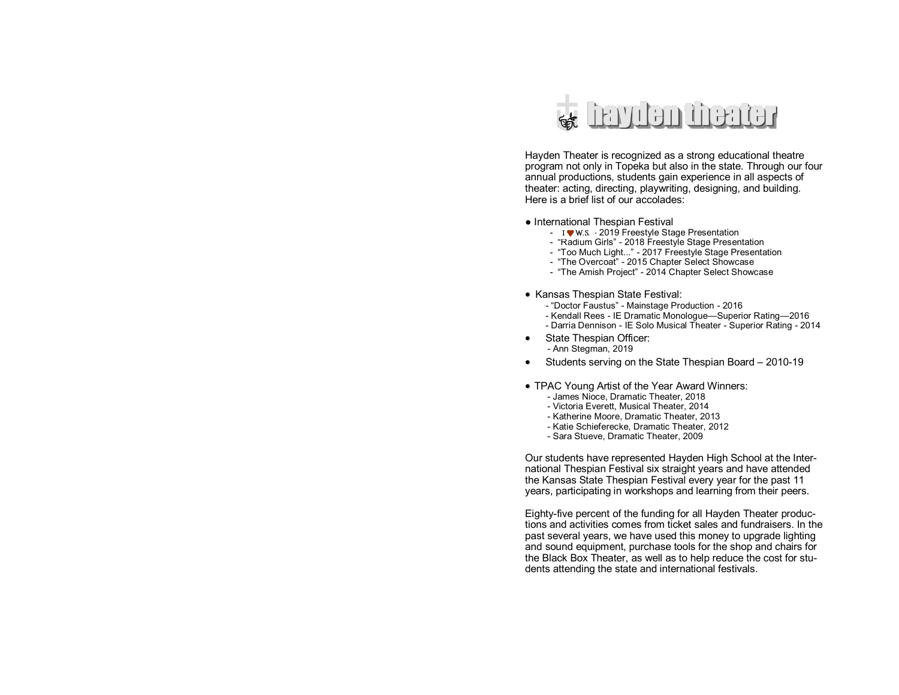# hayden theater

Hayden Theater is recognized as a strong educational theatre program not only in Topeka but also in the state. Through our four annual productions, students gain experience in all aspects of theater: acting, directing, playwriting, designing, and building. Here is a brief list of our accolades:

- International Thespian Festival
  - I ♥ W.S. - 2019 Freestyle Stage Presentation
  - "Radium Girls" - 2018 Freestyle Stage Presentation
  - "Too Much Light..." - 2017 Freestyle Stage Presentation
  - "The Overcoat" - 2015 Chapter Select Showcase
  - "The Amish Project" - 2014 Chapter Select Showcase

- Kansas Thespian State Festival:
  - "Doctor Faustus" - Mainstage Production - 2016
  - Kendall Rees - IE Dramatic Monologue—Superior Rating—2016
  - Darria Dennison - IE Solo Musical Theater - Superior Rating - 2014
- State Thespian Officer:
  - Ann Stegman, 2019
- Students serving on the State Thespian Board – 2010-19

- TPAC Young Artist of the Year Award Winners:
  - James Nioce, Dramatic Theater, 2018
  - Victoria Everett, Musical Theater, 2014
  - Katherine Moore, Dramatic Theater, 2013
  - Katie Schieferecke, Dramatic Theater, 2012
  - Sara Stueve, Dramatic Theater, 2009

Our students have represented Hayden High School at the International Thespian Festival six straight years and have attended the Kansas State Thespian Festival every year for the past 11 years, participating in workshops and learning from their peers.

Eighty-five percent of the funding for all Hayden Theater productions and activities comes from ticket sales and fundraisers. In the past several years, we have used this money to upgrade lighting and sound equipment, purchase tools for the shop and chairs for the Black Box Theater, as well as to help reduce the cost for students attending the state and international festivals.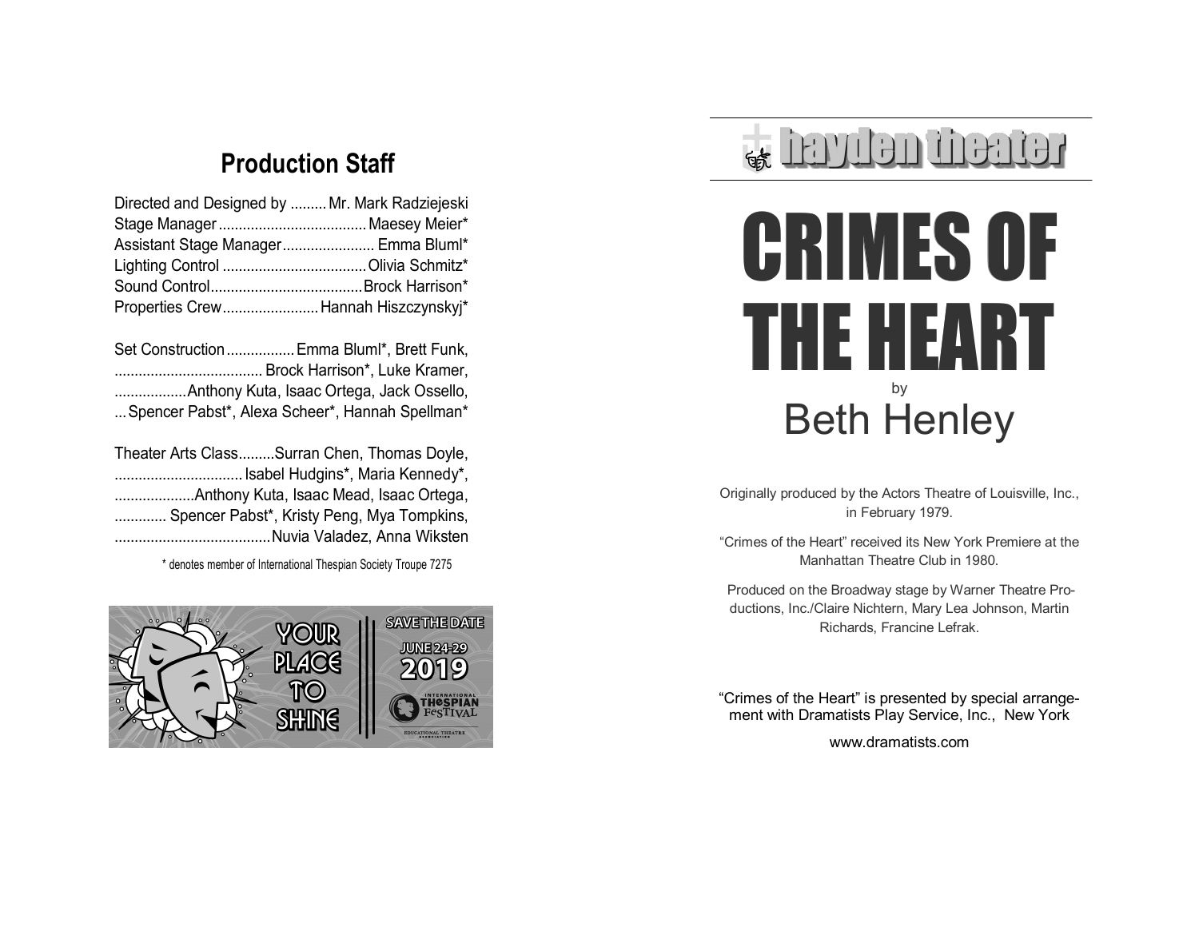## Production Staff

Directed and Designed by ......... Mr. Mark Radziejeski
Stage Manager .................................... Maesey Meier*
Assistant Stage Manager ...................... Emma Bluml*
Lighting Control ................................... Olivia Schmitz*
Sound Control ...................................... Brock Harrison*
Properties Crew ....................... Hannah Hiszczynskyj*

Set Construction ................ Emma Bluml*, Brett Funk,
.................................... Brock Harrison*, Luke Kramer,
.................Anthony Kuta, Isaac Ortega, Jack Ossello,
...Spencer Pabst*, Alexa Scheer*, Hannah Spellman*

Theater Arts Class.........Surran Chen, Thomas Doyle,
................................ Isabel Hudgins*, Maria Kennedy*,
....................Anthony Kuta, Isaac Mead, Isaac Ortega,
............. Spencer Pabst*, Kristy Peng, Mya Tompkins,
.......................................Nuvia Valadez, Anna Wiksten

\* denotes member of International Thespian Society Troupe 7275

YOUR PLACE TO SHINE

SAVE THE DATE JUNE 24-29 2019 INTERNATIONAL THESPIAN FESTIVAL

EDUCATIONAL THEATRE ASSOCIATION

hayden theater

# CRIMES OF THE HEART

by

## Beth Henley

Originally produced by the Actors Theatre of Louisville, Inc., in February 1979.

"Crimes of the Heart" received its New York Premiere at the Manhattan Theatre Club in 1980.

Produced on the Broadway stage by Warner Theatre Productions, Inc./Claire Nichtern, Mary Lea Johnson, Martin Richards, Francine Lefrak.

"Crimes of the Heart" is presented by special arrangement with Dramatists Play Service, Inc., New York

www.dramatists.com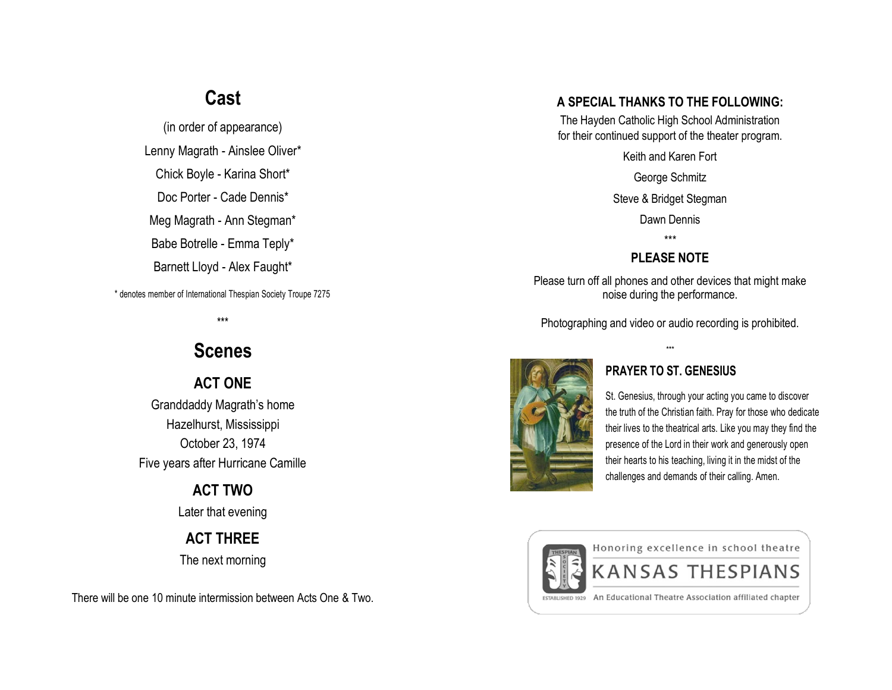# Cast

(in order of appearance)

Lenny Magrath - Ainslee Oliver*

Chick Boyle - Karina Short*

Doc Porter - Cade Dennis*

Meg Magrath - Ann Stegman*

Babe Botrelle - Emma Teply*

Barnett Lloyd - Alex Faught*

* denotes member of International Thespian Society Troupe 7275

***

# Scenes

## ACT ONE

Granddaddy Magrath's home
Hazelhurst, Mississippi
October 23, 1974
Five years after Hurricane Camille

## ACT TWO

Later that evening

## ACT THREE

The next morning

There will be one 10 minute intermission between Acts One & Two.

### A SPECIAL THANKS TO THE FOLLOWING:

The Hayden Catholic High School Administration
for their continued support of the theater program.

Keith and Karen Fort

George Schmitz

Steve & Bridget Stegman

Dawn Dennis

***

### PLEASE NOTE

Please turn off all phones and other devices that might make noise during the performance.

Photographing and video or audio recording is prohibited.

***

### PRAYER TO ST. GENESIUS

St. Genesius, through your acting you came to discover the truth of the Christian faith. Pray for those who dedicate their lives to the theatrical arts. Like you may they find the presence of the Lord in their work and generously open their hearts to his teaching, living it in the midst of the challenges and demands of their calling. Amen.

Honoring excellence in school theatre
KANSAS THESPIANS
THESPIAN SOCIETY ESTABLISHED 1929
An Educational Theatre Association affiliated chapter